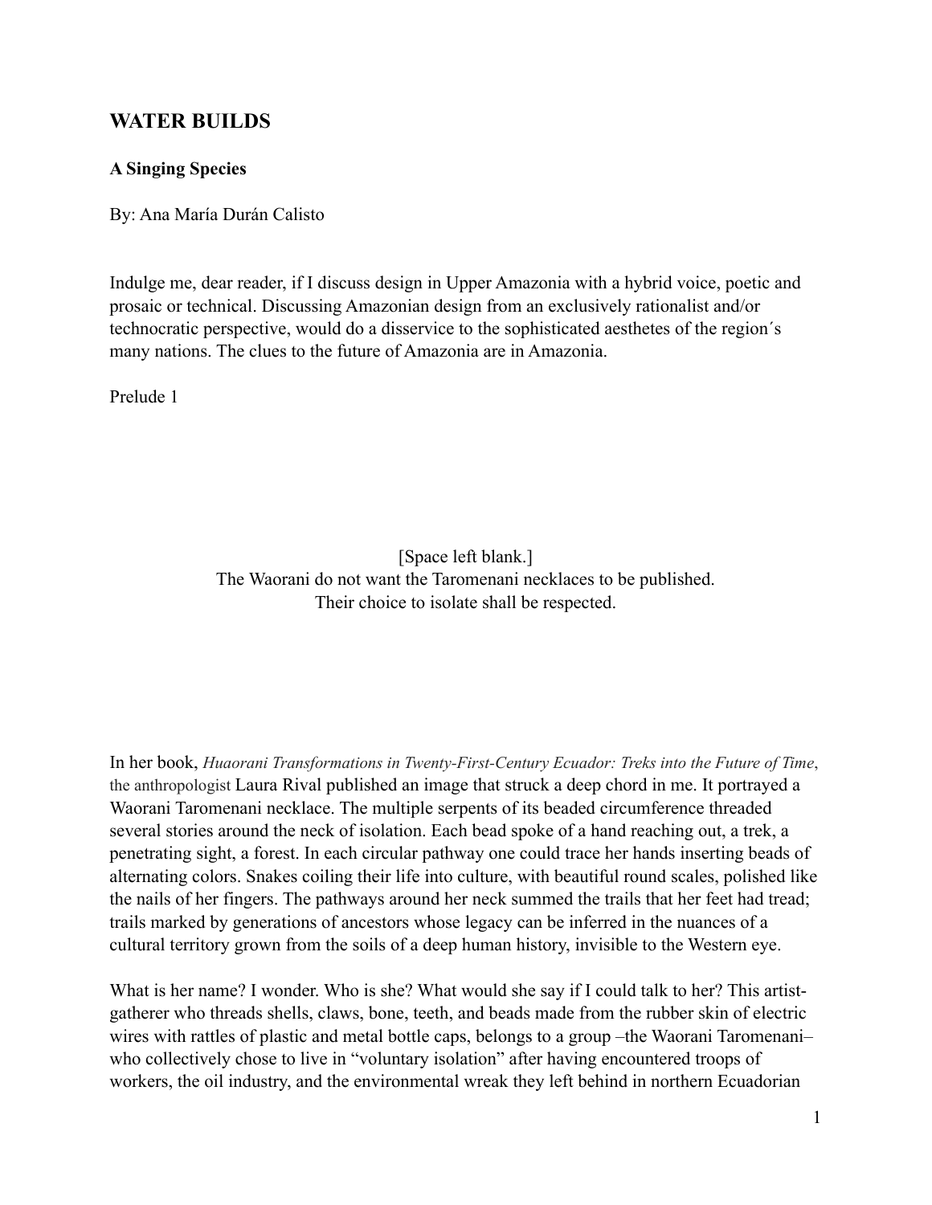# WATER BUILDS

## A Singing Species

By: Ana María Durán Calisto

Indulge me, dear reader, if I discuss design in Upper Amazonia with a hybrid voice, poetic and prosaic or technical. Discussing Amazonian design from an exclusively rationalist and/or technocratic perspective, would do a disservice to the sophisticated aesthetes of the region´s many nations. The clues to the future of Amazonia are in Amazonia.

Prelude 1

[Space left blank.]
The Waorani do not want the Taromenani necklaces to be published.
Their choice to isolate shall be respected.

In her book, *Huaorani Transformations in Twenty-First-Century Ecuador: Treks into the Future of Time*, the anthropologist Laura Rival published an image that struck a deep chord in me. It portrayed a Waorani Taromenani necklace. The multiple serpents of its beaded circumference threaded several stories around the neck of isolation. Each bead spoke of a hand reaching out, a trek, a penetrating sight, a forest. In each circular pathway one could trace her hands inserting beads of alternating colors. Snakes coiling their life into culture, with beautiful round scales, polished like the nails of her fingers. The pathways around her neck summed the trails that her feet had tread; trails marked by generations of ancestors whose legacy can be inferred in the nuances of a cultural territory grown from the soils of a deep human history, invisible to the Western eye.

What is her name? I wonder. Who is she? What would she say if I could talk to her? This artist-gatherer who threads shells, claws, bone, teeth, and beads made from the rubber skin of electric wires with rattles of plastic and metal bottle caps, belongs to a group –the Waorani Taromenani– who collectively chose to live in "voluntary isolation" after having encountered troops of workers, the oil industry, and the environmental wreak they left behind in northern Ecuadorian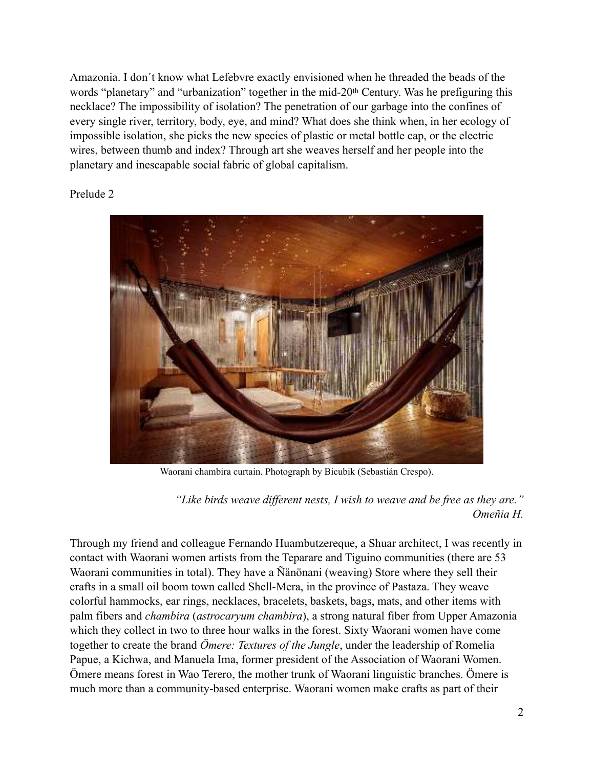Amazonia. I don´t know what Lefebvre exactly envisioned when he threaded the beads of the words "planetary" and "urbanization" together in the mid-20th Century. Was he prefiguring this necklace? The impossibility of isolation? The penetration of our garbage into the confines of every single river, territory, body, eye, and mind? What does she think when, in her ecology of impossible isolation, she picks the new species of plastic or metal bottle cap, or the electric wires, between thumb and index? Through art she weaves herself and her people into the planetary and inescapable social fabric of global capitalism.

Prelude 2

Waorani chambira curtain. Photograph by Bicubik (Sebastián Crespo).

*"Like birds weave different nests, I wish to weave and be free as they are."*
*Omeñia H.*

Through my friend and colleague Fernando Huambutzereque, a Shuar architect, I was recently in contact with Waorani women artists from the Teparare and Tiguino communities (there are 53 Waorani communities in total). They have a Ñänönani (weaving) Store where they sell their crafts in a small oil boom town called Shell-Mera, in the province of Pastaza. They weave colorful hammocks, ear rings, necklaces, bracelets, baskets, bags, mats, and other items with palm fibers and *chambira* (*astrocaryum chambira*), a strong natural fiber from Upper Amazonia which they collect in two to three hour walks in the forest. Sixty Waorani women have come together to create the brand *Ömere: Textures of the Jungle*, under the leadership of Romelia Papue, a Kichwa, and Manuela Ima, former president of the Association of Waorani Women. Ömere means forest in Wao Terero, the mother trunk of Waorani linguistic branches. Ömere is much more than a community-based enterprise. Waorani women make crafts as part of their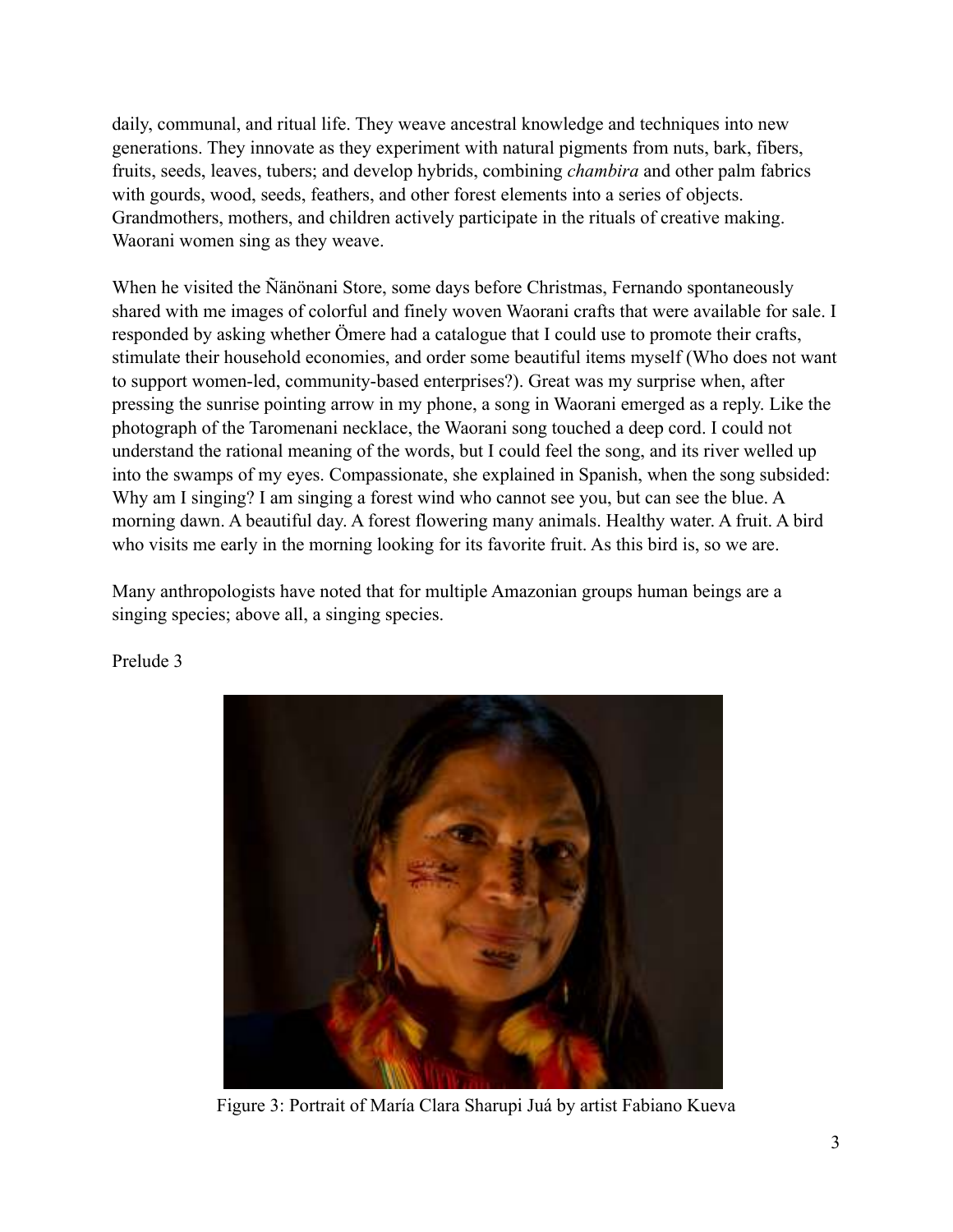daily, communal, and ritual life. They weave ancestral knowledge and techniques into new generations. They innovate as they experiment with natural pigments from nuts, bark, fibers, fruits, seeds, leaves, tubers; and develop hybrids, combining *chambira* and other palm fabrics with gourds, wood, seeds, feathers, and other forest elements into a series of objects. Grandmothers, mothers, and children actively participate in the rituals of creative making. Waorani women sing as they weave.

When he visited the Ñänönani Store, some days before Christmas, Fernando spontaneously shared with me images of colorful and finely woven Waorani crafts that were available for sale. I responded by asking whether Ömere had a catalogue that I could use to promote their crafts, stimulate their household economies, and order some beautiful items myself (Who does not want to support women-led, community-based enterprises?). Great was my surprise when, after pressing the sunrise pointing arrow in my phone, a song in Waorani emerged as a reply. Like the photograph of the Taromenani necklace, the Waorani song touched a deep cord. I could not understand the rational meaning of the words, but I could feel the song, and its river welled up into the swamps of my eyes. Compassionate, she explained in Spanish, when the song subsided: Why am I singing? I am singing a forest wind who cannot see you, but can see the blue. A morning dawn. A beautiful day. A forest flowering many animals. Healthy water. A fruit. A bird who visits me early in the morning looking for its favorite fruit. As this bird is, so we are.

Many anthropologists have noted that for multiple Amazonian groups human beings are a singing species; above all, a singing species.

Prelude 3

Figure 3: Portrait of María Clara Sharupi Juá by artist Fabiano Kueva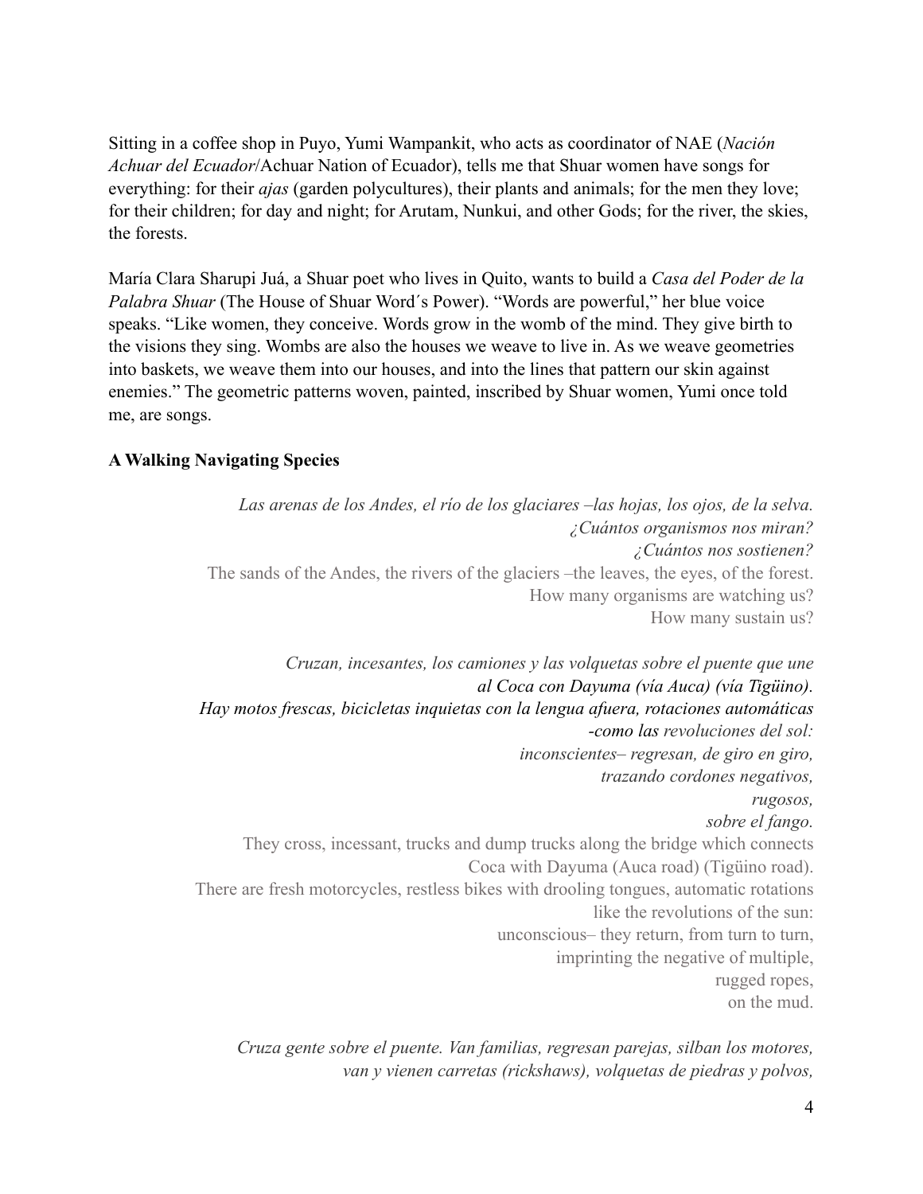Sitting in a coffee shop in Puyo, Yumi Wampankit, who acts as coordinator of NAE (*Nación Achuar del Ecuador*/Achuar Nation of Ecuador), tells me that Shuar women have songs for everything: for their *ajas* (garden polycultures), their plants and animals; for the men they love; for their children; for day and night; for Arutam, Nunkui, and other Gods; for the river, the skies, the forests.

María Clara Sharupi Juá, a Shuar poet who lives in Quito, wants to build a *Casa del Poder de la Palabra Shuar* (The House of Shuar Word´s Power). "Words are powerful," her blue voice speaks. "Like women, they conceive. Words grow in the womb of the mind. They give birth to the visions they sing. Wombs are also the houses we weave to live in. As we weave geometries into baskets, we weave them into our houses, and into the lines that pattern our skin against enemies." The geometric patterns woven, painted, inscribed by Shuar women, Yumi once told me, are songs.

**A Walking Navigating Species**

*Las arenas de los Andes, el río de los glaciares –las hojas, los ojos, de la selva.*
*¿Cuántos organismos nos miran?*
*¿Cuántos nos sostienen?*
The sands of the Andes, the rivers of the glaciers –the leaves, the eyes, of the forest.
How many organisms are watching us?
How many sustain us?

*Cruzan, incesantes, los camiones y las volquetas sobre el puente que une*
*al Coca con Dayuma (vía Auca) (vía Tigüino).*
*Hay motos frescas, bicicletas inquietas con la lengua afuera, rotaciones automáticas*
*-como las revoluciones del sol:*
*inconscientes– regresan, de giro en giro,*
*trazando cordones negativos,*
*rugosos,*
*sobre el fango.*
They cross, incessant, trucks and dump trucks along the bridge which connects
Coca with Dayuma (Auca road) (Tigüino road).
There are fresh motorcycles, restless bikes with drooling tongues, automatic rotations
like the revolutions of the sun:
unconscious– they return, from turn to turn,
imprinting the negative of multiple,
rugged ropes,
on the mud.

*Cruza gente sobre el puente. Van familias, regresan parejas, silban los motores,*
*van y vienen carretas (rickshaws), volquetas de piedras y polvos,*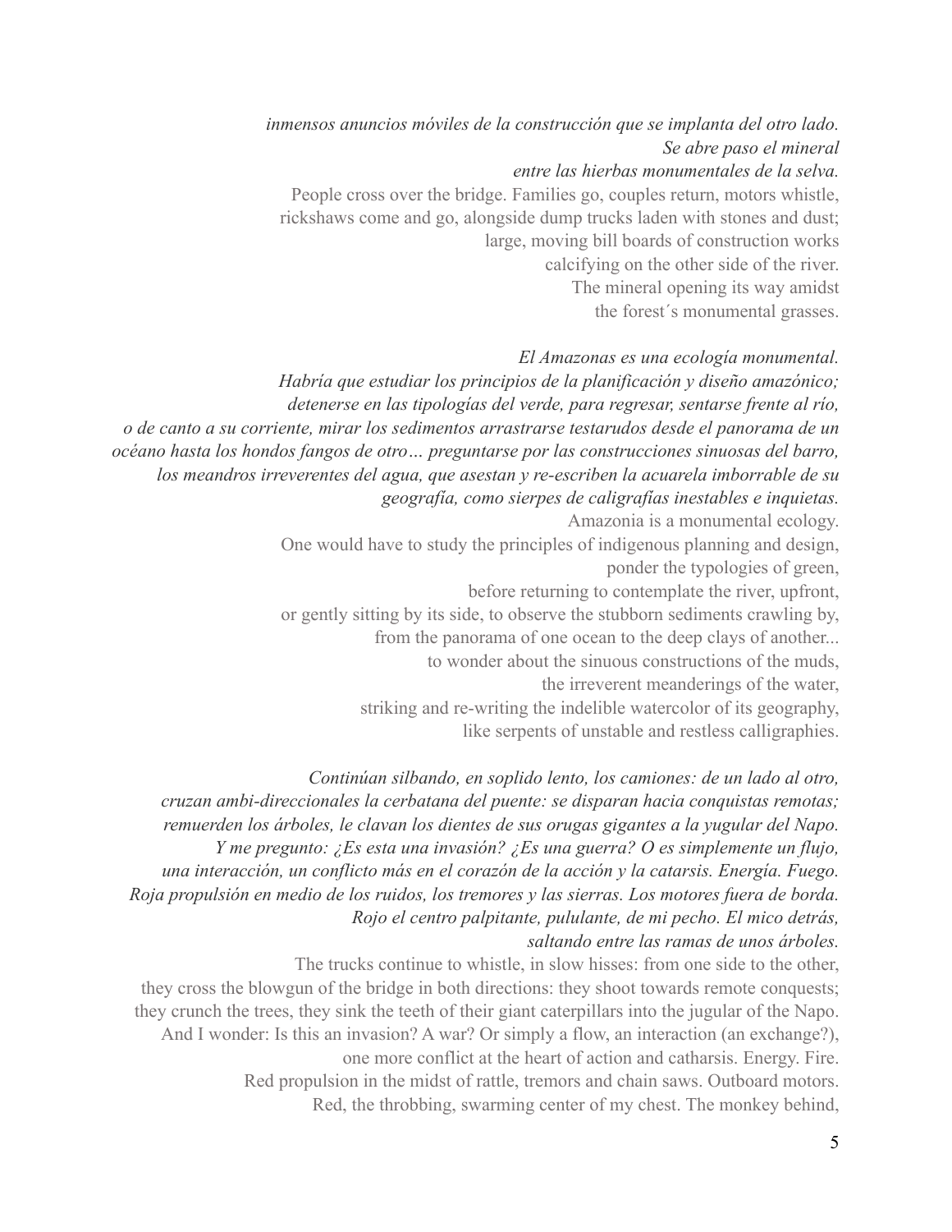*inmensos anuncios móviles de la construcción que se implanta del otro lado.*
*Se abre paso el mineral*
*entre las hierbas monumentales de la selva.*

People cross over the bridge. Families go, couples return, motors whistle,
rickshaws come and go, alongside dump trucks laden with stones and dust;
large, moving bill boards of construction works
calcifying on the other side of the river.
The mineral opening its way amidst
the forest´s monumental grasses.

*El Amazonas es una ecología monumental.*
*Habría que estudiar los principios de la planificación y diseño amazónico;*
*detenerse en las tipologías del verde, para regresar, sentarse frente al río,*
*o de canto a su corriente, mirar los sedimentos arrastrarse testarudos desde el panorama de un océano hasta los hondos fangos de otro… preguntarse por las construcciones sinuosas del barro, los meandros irreverentes del agua, que asestan y re-escriben la acuarela imborrable de su geografía, como sierpes de caligrafías inestables e inquietas.*

Amazonia is a monumental ecology.
One would have to study the principles of indigenous planning and design,
ponder the typologies of green,
before returning to contemplate the river, upfront,
or gently sitting by its side, to observe the stubborn sediments crawling by,
from the panorama of one ocean to the deep clays of another...
to wonder about the sinuous constructions of the muds,
the irreverent meanderings of the water,
striking and re-writing the indelible watercolor of its geography,
like serpents of unstable and restless calligraphies.

*Continúan silbando, en soplido lento, los camiones: de un lado al otro,*
*cruzan ambi-direccionales la cerbatana del puente: se disparan hacia conquistas remotas;*
*remuerden los árboles, le clavan los dientes de sus orugas gigantes a la yugular del Napo.*
*Y me pregunto: ¿Es esta una invasión? ¿Es una guerra? O es simplemente un flujo,*
*una interacción, un conflicto más en el corazón de la acción y la catarsis. Energía. Fuego.*
*Roja propulsión en medio de los ruidos, los tremores y las sierras. Los motores fuera de borda.*
*Rojo el centro palpitante, pululante, de mi pecho. El mico detrás,*
*saltando entre las ramas de unos árboles.*

The trucks continue to whistle, in slow hisses: from one side to the other,
they cross the blowgun of the bridge in both directions: they shoot towards remote conquests;
they crunch the trees, they sink the teeth of their giant caterpillars into the jugular of the Napo.
And I wonder: Is this an invasion? A war? Or simply a flow, an interaction (an exchange?),
one more conflict at the heart of action and catharsis. Energy. Fire.
Red propulsion in the midst of rattle, tremors and chain saws. Outboard motors.
Red, the throbbing, swarming center of my chest. The monkey behind,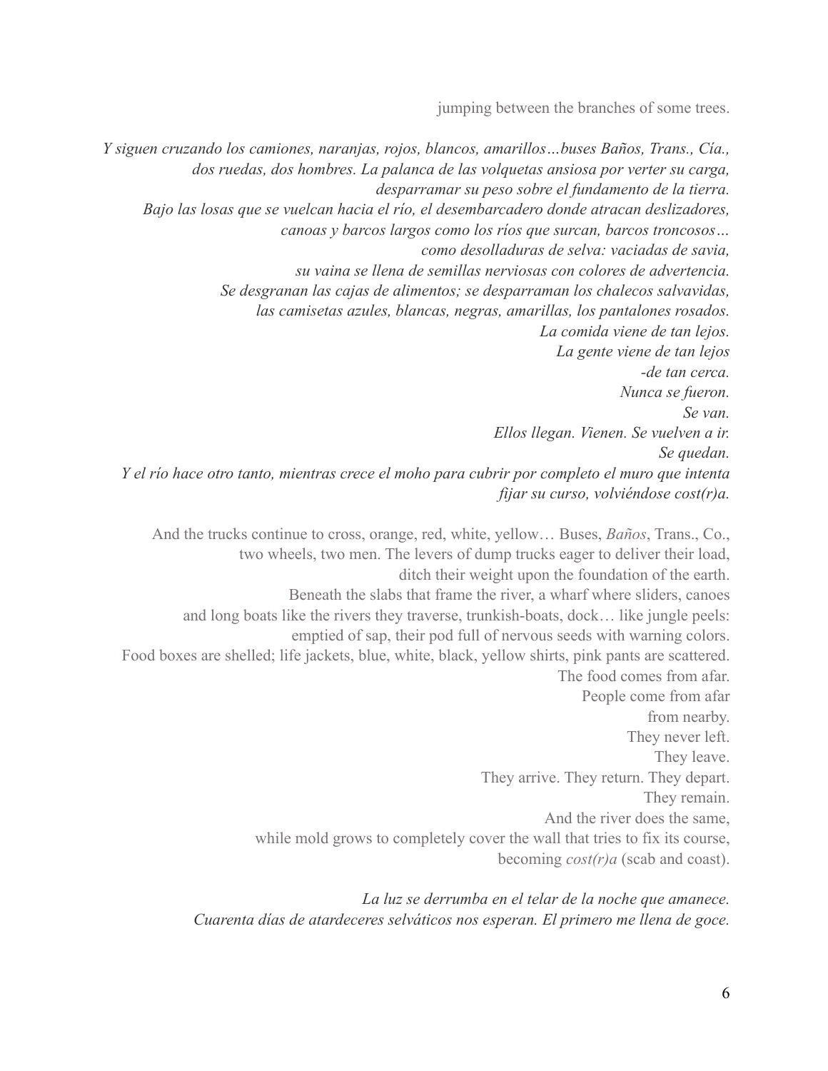jumping between the branches of some trees.

*Y siguen cruzando los camiones, naranjas, rojos, blancos, amarillos…buses Baños, Trans., Cía.,*
*dos ruedas, dos hombres. La palanca de las volquetas ansiosa por verter su carga,*
*desparramar su peso sobre el fundamento de la tierra.*
*Bajo las losas que se vuelcan hacia el río, el desembarcadero donde atracan deslizadores,*
*canoas y barcos largos como los ríos que surcan, barcos troncosos…*
*como desolladuras de selva: vaciadas de savia,*
*su vaina se llena de semillas nerviosas con colores de advertencia.*
*Se desgranan las cajas de alimentos; se desparraman los chalecos salvavidas,*
*las camisetas azules, blancas, negras, amarillas, los pantalones rosados.*
*La comida viene de tan lejos.*
*La gente viene de tan lejos*
*-de tan cerca.*
*Nunca se fueron.*
*Se van.*
*Ellos llegan. Vienen. Se vuelven a ir.*
*Se quedan.*
*Y el río hace otro tanto, mientras crece el moho para cubrir por completo el muro que intenta*
*fijar su curso, volviéndose cost(r)a.*

And the trucks continue to cross, orange, red, white, yellow… Buses, *Baños*, Trans., Co.,
two wheels, two men. The levers of dump trucks eager to deliver their load,
ditch their weight upon the foundation of the earth.
Beneath the slabs that frame the river, a wharf where sliders, canoes
and long boats like the rivers they traverse, trunkish-boats, dock… like jungle peels:
emptied of sap, their pod full of nervous seeds with warning colors.
Food boxes are shelled; life jackets, blue, white, black, yellow shirts, pink pants are scattered.
The food comes from afar.
People come from afar
from nearby.
They never left.
They leave.
They arrive. They return. They depart.
They remain.
And the river does the same,
while mold grows to completely cover the wall that tries to fix its course,
becoming *cost(r)a* (scab and coast).

*La luz se derrumba en el telar de la noche que amanece.*
*Cuarenta días de atardeceres selváticos nos esperan. El primero me llena de goce.*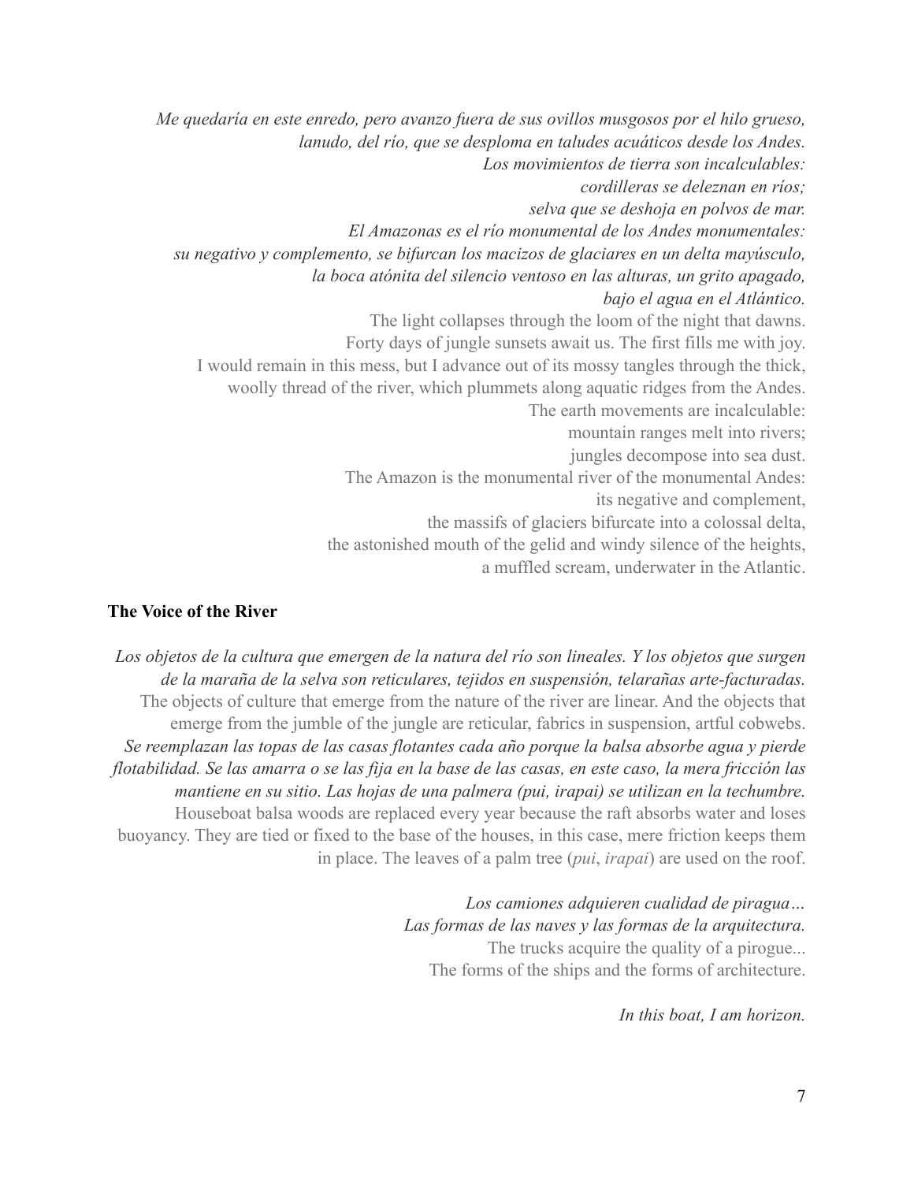*Me quedaría en este enredo, pero avanzo fuera de sus ovillos musgosos por el hilo grueso, lanudo, del río, que se desploma en taludes acuáticos desde los Andes.*
*Los movimientos de tierra son incalculables:*
*cordilleras se deleznan en ríos;*
*selva que se deshoja en polvos de mar.*
*El Amazonas es el río monumental de los Andes monumentales:*
*su negativo y complemento, se bifurcan los macizos de glaciares en un delta mayúsculo,*
*la boca atónita del silencio ventoso en las alturas, un grito apagado,*
*bajo el agua en el Atlántico.*

The light collapses through the loom of the night that dawns.
Forty days of jungle sunsets await us. The first fills me with joy.
I would remain in this mess, but I advance out of its mossy tangles through the thick, woolly thread of the river, which plummets along aquatic ridges from the Andes.
The earth movements are incalculable:
mountain ranges melt into rivers;
jungles decompose into sea dust.
The Amazon is the monumental river of the monumental Andes:
its negative and complement,
the massifs of glaciers bifurcate into a colossal delta,
the astonished mouth of the gelid and windy silence of the heights,
a muffled scream, underwater in the Atlantic.

**The Voice of the River**

*Los objetos de la cultura que emergen de la natura del río son lineales. Y los objetos que surgen de la maraña de la selva son reticulares, tejidos en suspensión, telarañas arte-facturadas.*
The objects of culture that emerge from the nature of the river are linear. And the objects that emerge from the jumble of the jungle are reticular, fabrics in suspension, artful cobwebs.
*Se reemplazan las topas de las casas flotantes cada año porque la balsa absorbe agua y pierde flotabilidad. Se las amarra o se las fija en la base de las casas, en este caso, la mera fricción las mantiene en su sitio. Las hojas de una palmera (pui, irapai) se utilizan en la techumbre.*
Houseboat balsa woods are replaced every year because the raft absorbs water and loses buoyancy. They are tied or fixed to the base of the houses, in this case, mere friction keeps them in place. The leaves of a palm tree (*pui*, *irapai*) are used on the roof.

*Los camiones adquieren cualidad de piragua…*
*Las formas de las naves y las formas de la arquitectura.*
The trucks acquire the quality of a pirogue...
The forms of the ships and the forms of architecture.

*In this boat, I am horizon.*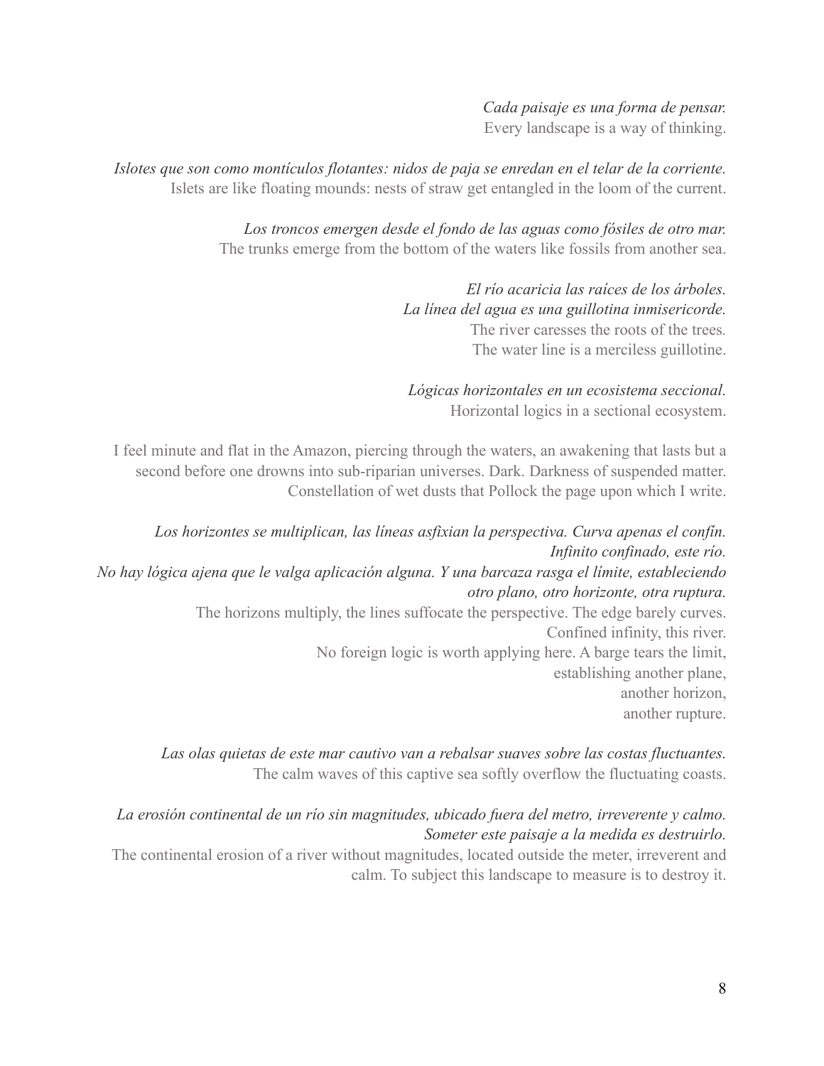*Cada paisaje es una forma de pensar.*
Every landscape is a way of thinking.

*Islotes que son como montículos flotantes: nidos de paja se enredan en el telar de la corriente.*
Islets are like floating mounds: nests of straw get entangled in the loom of the current.

*Los troncos emergen desde el fondo de las aguas como fósiles de otro mar.*
The trunks emerge from the bottom of the waters like fossils from another sea.

*El río acaricia las raíces de los árboles.*
*La línea del agua es una guillotina inmisericorde.*
The river caresses the roots of the trees.
The water line is a merciless guillotine.

*Lógicas horizontales en un ecosistema seccional.*
Horizontal logics in a sectional ecosystem.

I feel minute and flat in the Amazon, piercing through the waters, an awakening that lasts but a second before one drowns into sub-riparian universes. Dark. Darkness of suspended matter. Constellation of wet dusts that Pollock the page upon which I write.

*Los horizontes se multiplican, las líneas asfixian la perspectiva. Curva apenas el confín. Infinito confinado, este río.*
*No hay lógica ajena que le valga aplicación alguna. Y una barcaza rasga el límite, estableciendo otro plano, otro horizonte, otra ruptura.*
The horizons multiply, the lines suffocate the perspective. The edge barely curves.
Confined infinity, this river.
No foreign logic is worth applying here. A barge tears the limit,
establishing another plane,
another horizon,
another rupture.

*Las olas quietas de este mar cautivo van a rebalsar suaves sobre las costas fluctuantes.*
The calm waves of this captive sea softly overflow the fluctuating coasts.

*La erosión continental de un río sin magnitudes, ubicado fuera del metro, irreverente y calmo. Someter este paisaje a la medida es destruirlo.*
The continental erosion of a river without magnitudes, located outside the meter, irreverent and calm. To subject this landscape to measure is to destroy it.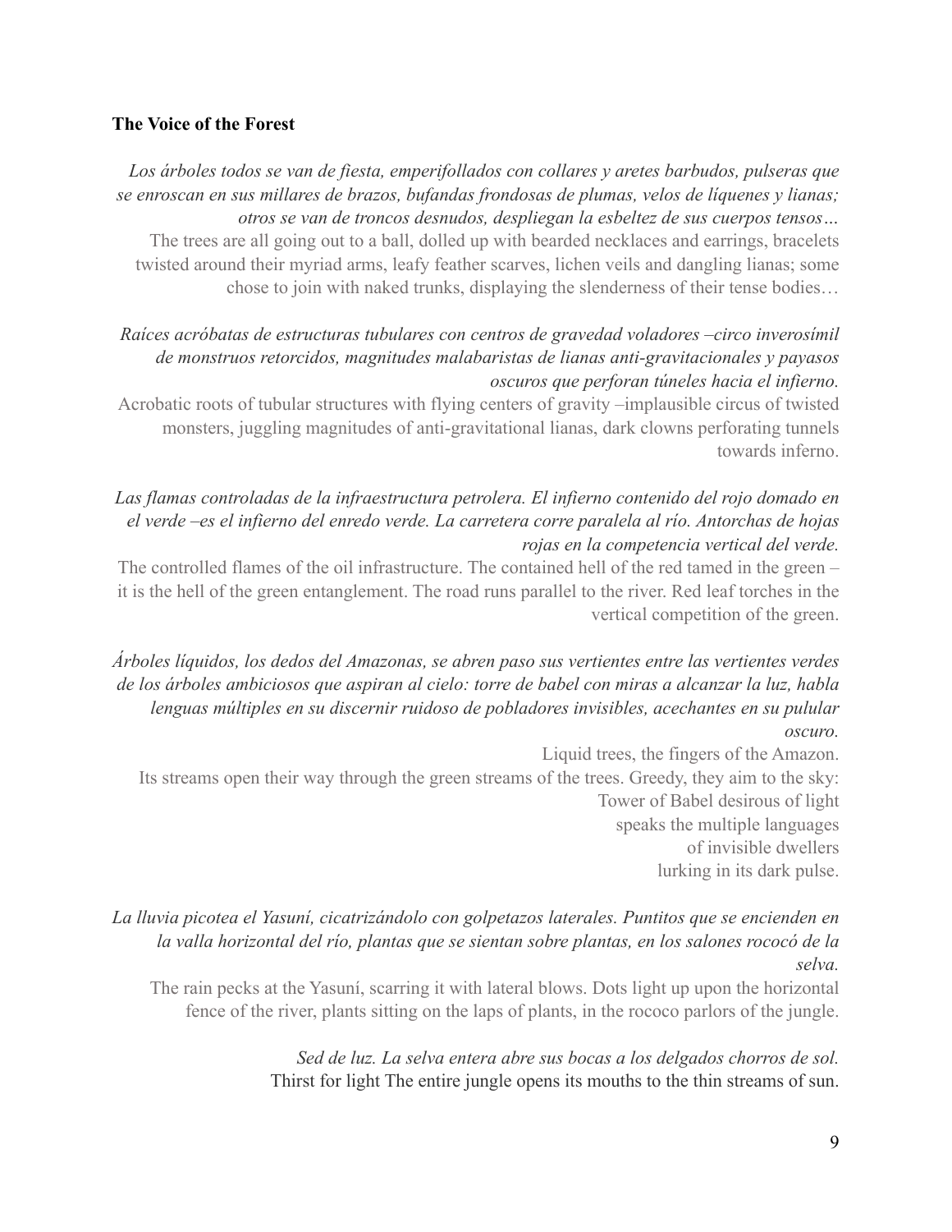**The Voice of the Forest**

*Los árboles todos se van de fiesta, emperifollados con collares y aretes barbudos, pulseras que se enroscan en sus millares de brazos, bufandas frondosas de plumas, velos de líquenes y lianas; otros se van de troncos desnudos, despliegan la esbeltez de sus cuerpos tensos…*

The trees are all going out to a ball, dolled up with bearded necklaces and earrings, bracelets twisted around their myriad arms, leafy feather scarves, lichen veils and dangling lianas; some chose to join with naked trunks, displaying the slenderness of their tense bodies…

*Raíces acróbatas de estructuras tubulares con centros de gravedad voladores –circo inverosímil de monstruos retorcidos, magnitudes malabaristas de lianas anti-gravitacionales y payasos oscuros que perforan túneles hacia el infierno.*

Acrobatic roots of tubular structures with flying centers of gravity –implausible circus of twisted monsters, juggling magnitudes of anti-gravitational lianas, dark clowns perforating tunnels towards inferno.

*Las flamas controladas de la infraestructura petrolera. El infierno contenido del rojo domado en el verde –es el infierno del enredo verde. La carretera corre paralela al río. Antorchas de hojas rojas en la competencia vertical del verde.*

The controlled flames of the oil infrastructure. The contained hell of the red tamed in the green –it is the hell of the green entanglement. The road runs parallel to the river. Red leaf torches in the vertical competition of the green.

*Árboles líquidos, los dedos del Amazonas, se abren paso sus vertientes entre las vertientes verdes de los árboles ambiciosos que aspiran al cielo: torre de babel con miras a alcanzar la luz, habla lenguas múltiples en su discernir ruidoso de pobladores invisibles, acechantes en su pulular oscuro.*

Liquid trees, the fingers of the Amazon.
Its streams open their way through the green streams of the trees. Greedy, they aim to the sky:
Tower of Babel desirous of light
speaks the multiple languages
of invisible dwellers
lurking in its dark pulse.

*La lluvia picotea el Yasuní, cicatrizándolo con golpetazos laterales. Puntitos que se encienden en la valla horizontal del río, plantas que se sientan sobre plantas, en los salones rococó de la selva.*

The rain pecks at the Yasuní, scarring it with lateral blows. Dots light up upon the horizontal fence of the river, plants sitting on the laps of plants, in the rococo parlors of the jungle.

*Sed de luz. La selva entera abre sus bocas a los delgados chorros de sol.*

Thirst for light The entire jungle opens its mouths to the thin streams of sun.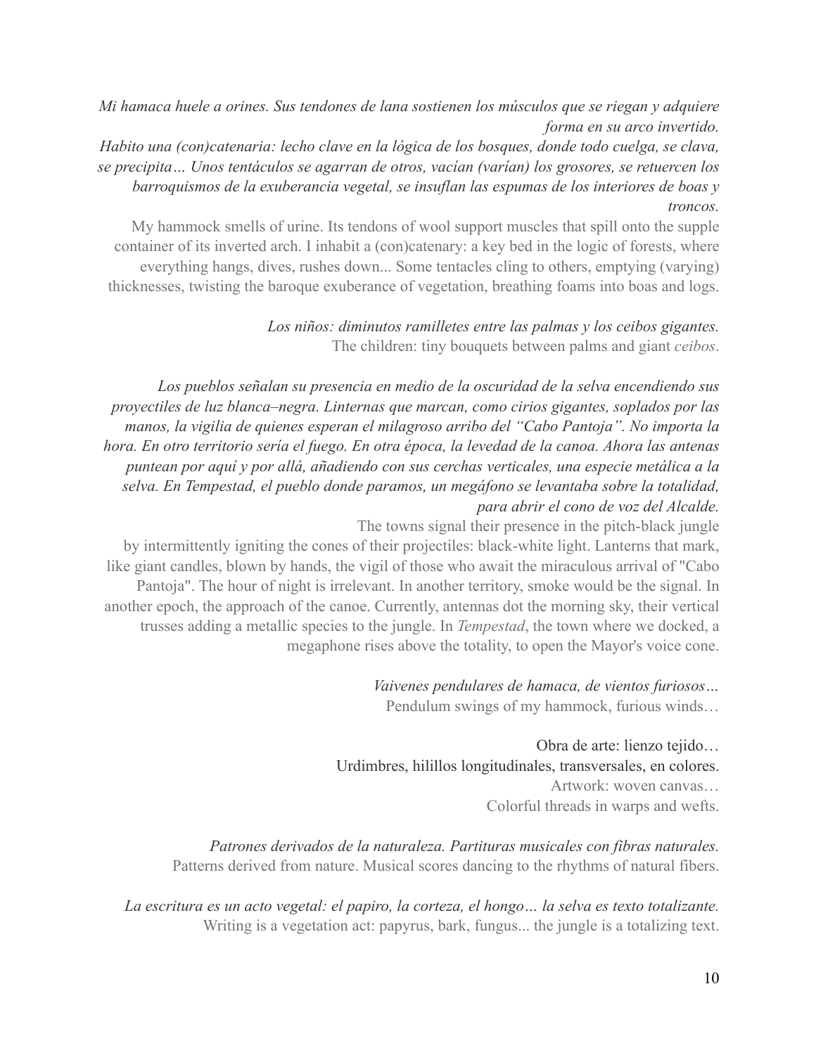*Mi hamaca huele a orines. Sus tendones de lana sostienen los músculos que se riegan y adquiere forma en su arco invertido.*
*Habito una (con)catenaria: lecho clave en la lógica de los bosques, donde todo cuelga, se clava, se precipita… Unos tentáculos se agarran de otros, vacían (varían) los grosores, se retuercen los barroquismos de la exuberancia vegetal, se insuflan las espumas de los interiores de boas y troncos.*

My hammock smells of urine. Its tendons of wool support muscles that spill onto the supple container of its inverted arch. I inhabit a (con)catenary: a key bed in the logic of forests, where everything hangs, dives, rushes down... Some tentacles cling to others, emptying (varying) thicknesses, twisting the baroque exuberance of vegetation, breathing foams into boas and logs.

*Los niños: diminutos ramilletes entre las palmas y los ceibos gigantes.*
The children: tiny bouquets between palms and giant *ceibos*.

*Los pueblos señalan su presencia en medio de la oscuridad de la selva encendiendo sus proyectiles de luz blanca–negra. Linternas que marcan, como cirios gigantes, soplados por las manos, la vigilia de quienes esperan el milagroso arribo del "Cabo Pantoja". No importa la hora. En otro territorio sería el fuego. En otra época, la levedad de la canoa. Ahora las antenas puntean por aquí y por allá, añadiendo con sus cerchas verticales, una especie metálica a la selva. En Tempestad, el pueblo donde paramos, un megáfono se levantaba sobre la totalidad, para abrir el cono de voz del Alcalde.*

The towns signal their presence in the pitch-black jungle by intermittently igniting the cones of their projectiles: black-white light. Lanterns that mark, like giant candles, blown by hands, the vigil of those who await the miraculous arrival of "Cabo Pantoja". The hour of night is irrelevant. In another territory, smoke would be the signal. In another epoch, the approach of the canoe. Currently, antennas dot the morning sky, their vertical trusses adding a metallic species to the jungle. In *Tempestad*, the town where we docked, a megaphone rises above the totality, to open the Mayor's voice cone.

*Vaivenes pendulares de hamaca, de vientos furiosos…*
Pendulum swings of my hammock, furious winds…

Obra de arte: lienzo tejido…
Urdimbres, hilillos longitudinales, transversales, en colores.
Artwork: woven canvas…
Colorful threads in warps and wefts.

*Patrones derivados de la naturaleza. Partituras musicales con fibras naturales.*
Patterns derived from nature. Musical scores dancing to the rhythms of natural fibers.

*La escritura es un acto vegetal: el papiro, la corteza, el hongo… la selva es texto totalizante.*
Writing is a vegetation act: papyrus, bark, fungus... the jungle is a totalizing text.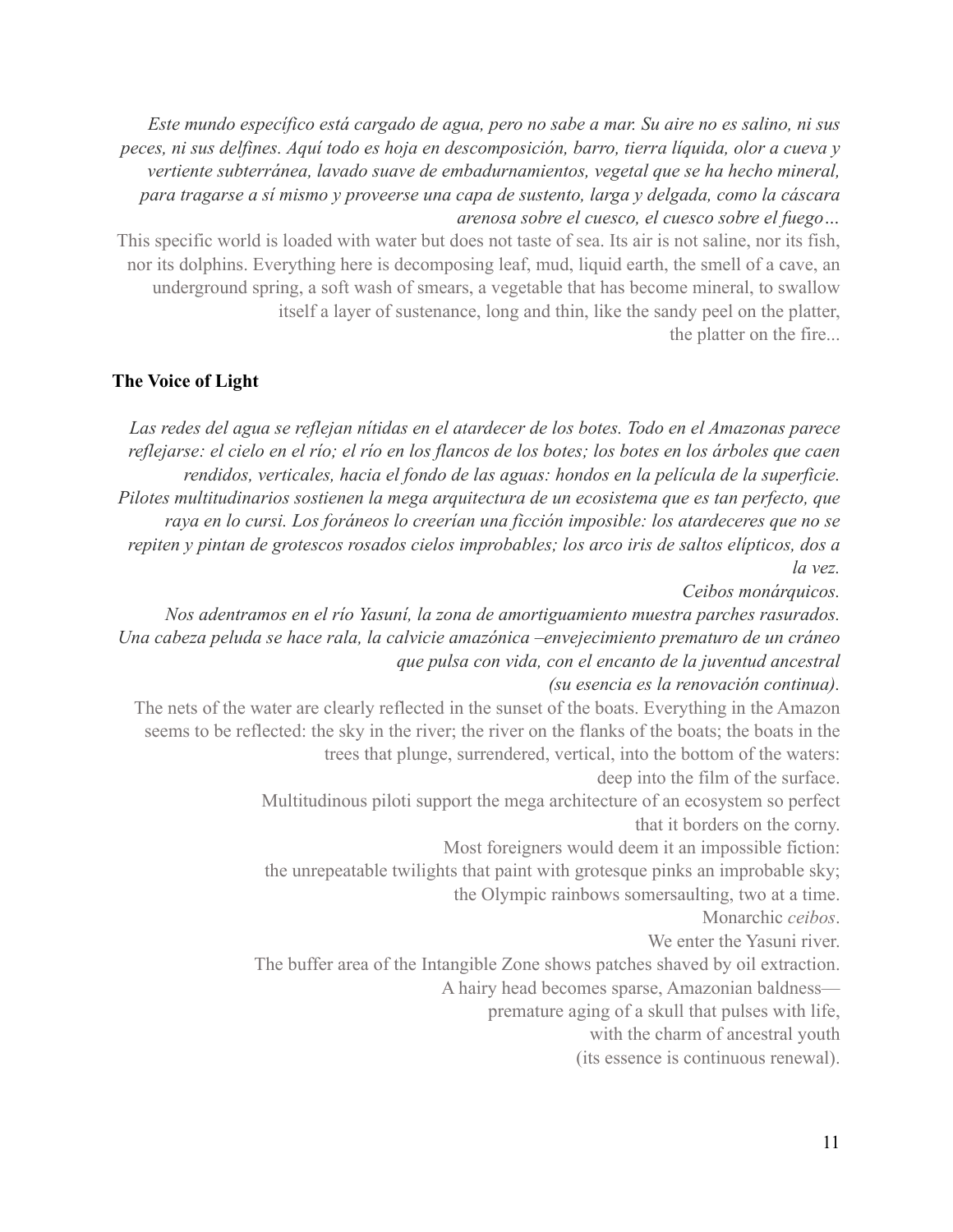*Este mundo específico está cargado de agua, pero no sabe a mar. Su aire no es salino, ni sus peces, ni sus delfines. Aquí todo es hoja en descomposición, barro, tierra líquida, olor a cueva y vertiente subterránea, lavado suave de embadurnamientos, vegetal que se ha hecho mineral, para tragarse a sí mismo y proveerse una capa de sustento, larga y delgada, como la cáscara arenosa sobre el cuesco, el cuesco sobre el fuego…*

This specific world is loaded with water but does not taste of sea. Its air is not saline, nor its fish, nor its dolphins. Everything here is decomposing leaf, mud, liquid earth, the smell of a cave, an underground spring, a soft wash of smears, a vegetable that has become mineral, to swallow itself a layer of sustenance, long and thin, like the sandy peel on the platter,
the platter on the fire...

**The Voice of Light**

*Las redes del agua se reflejan nítidas en el atardecer de los botes. Todo en el Amazonas parece reflejarse: el cielo en el río; el río en los flancos de los botes; los botes en los árboles que caen rendidos, verticales, hacia el fondo de las aguas: hondos en la película de la superficie. Pilotes multitudinarios sostienen la mega arquitectura de un ecosistema que es tan perfecto, que raya en lo cursi. Los foráneos lo creerían una ficción imposible: los atardeceres que no se repiten y pintan de grotescos rosados cielos improbables; los arco iris de saltos elípticos, dos a la vez.*
*Ceibos monárquicos.*
*Nos adentramos en el río Yasuní, la zona de amortiguamiento muestra parches rasurados. Una cabeza peluda se hace rala, la calvicie amazónica –envejecimiento prematuro de un cráneo que pulsa con vida, con el encanto de la juventud ancestral*
*(su esencia es la renovación continua).*

The nets of the water are clearly reflected in the sunset of the boats. Everything in the Amazon seems to be reflected: the sky in the river; the river on the flanks of the boats; the boats in the trees that plunge, surrendered, vertical, into the bottom of the waters:
deep into the film of the surface.
Multitudinous piloti support the mega architecture of an ecosystem so perfect
that it borders on the corny.
Most foreigners would deem it an impossible fiction:
the unrepeatable twilights that paint with grotesque pinks an improbable sky;
the Olympic rainbows somersaulting, two at a time.
Monarchic *ceibos*.
We enter the Yasuni river.
The buffer area of the Intangible Zone shows patches shaved by oil extraction.
A hairy head becomes sparse, Amazonian baldness—
premature aging of a skull that pulses with life,
with the charm of ancestral youth
(its essence is continuous renewal).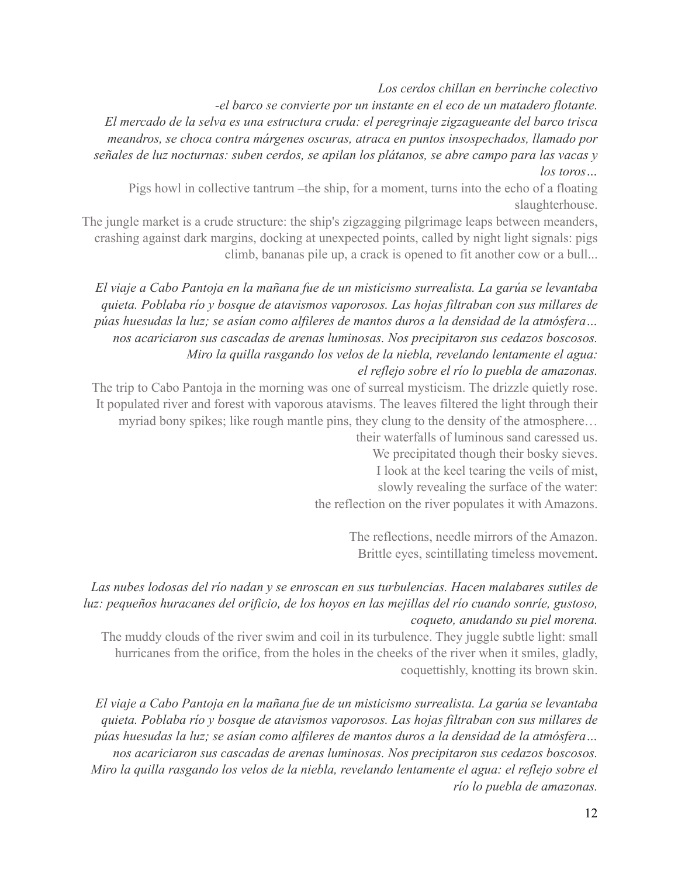*Los cerdos chillan en berrinche colectivo*
*-el barco se convierte por un instante en el eco de un matadero flotante.*
*El mercado de la selva es una estructura cruda: el peregrinaje zigzagueante del barco trisca meandros, se choca contra márgenes oscuras, atraca en puntos insospechados, llamado por señales de luz nocturnas: suben cerdos, se apilan los plátanos, se abre campo para las vacas y los toros…*

Pigs howl in collective tantrum –the ship, for a moment, turns into the echo of a floating slaughterhouse.
The jungle market is a crude structure: the ship's zigzagging pilgrimage leaps between meanders, crashing against dark margins, docking at unexpected points, called by night light signals: pigs climb, bananas pile up, a crack is opened to fit another cow or a bull...

*El viaje a Cabo Pantoja en la mañana fue de un misticismo surrealista. La garúa se levantaba quieta. Poblaba río y bosque de atavismos vaporosos. Las hojas filtraban con sus millares de púas huesudas la luz; se asían como alfileres de mantos duros a la densidad de la atmósfera… nos acariciaron sus cascadas de arenas luminosas. Nos precipitaron sus cedazos boscosos.*
*Miro la quilla rasgando los velos de la niebla, revelando lentamente el agua:*
*el reflejo sobre el río lo puebla de amazonas.*

The trip to Cabo Pantoja in the morning was one of surreal mysticism. The drizzle quietly rose. It populated river and forest with vaporous atavisms. The leaves filtered the light through their myriad bony spikes; like rough mantle pins, they clung to the density of the atmosphere…
their waterfalls of luminous sand caressed us.
We precipitated though their bosky sieves.
I look at the keel tearing the veils of mist,
slowly revealing the surface of the water:
the reflection on the river populates it with Amazons.

The reflections, needle mirrors of the Amazon.
Brittle eyes, scintillating timeless movement.

*Las nubes lodosas del río nadan y se enroscan en sus turbulencias. Hacen malabares sutiles de luz: pequeños huracanes del orificio, de los hoyos en las mejillas del río cuando sonríe, gustoso, coqueto, anudando su piel morena.*

The muddy clouds of the river swim and coil in its turbulence. They juggle subtle light: small hurricanes from the orifice, from the holes in the cheeks of the river when it smiles, gladly, coquettishly, knotting its brown skin.

*El viaje a Cabo Pantoja en la mañana fue de un misticismo surrealista. La garúa se levantaba quieta. Poblaba río y bosque de atavismos vaporosos. Las hojas filtraban con sus millares de púas huesudas la luz; se asían como alfileres de mantos duros a la densidad de la atmósfera… nos acariciaron sus cascadas de arenas luminosas. Nos precipitaron sus cedazos boscosos. Miro la quilla rasgando los velos de la niebla, revelando lentamente el agua: el reflejo sobre el río lo puebla de amazonas.*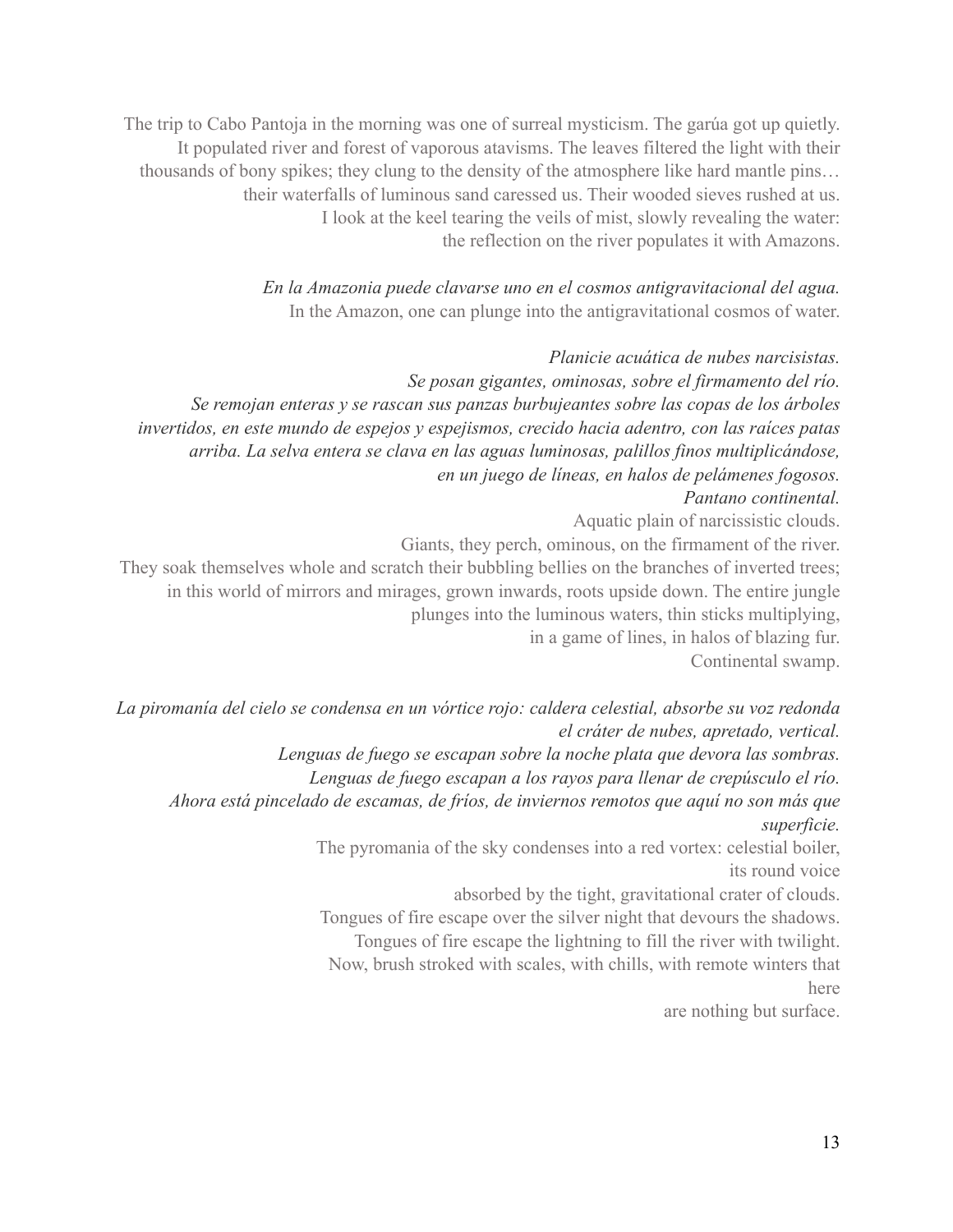The trip to Cabo Pantoja in the morning was one of surreal mysticism. The garúa got up quietly.
It populated river and forest of vaporous atavisms. The leaves filtered the light with their
thousands of bony spikes; they clung to the density of the atmosphere like hard mantle pins…
their waterfalls of luminous sand caressed us. Their wooded sieves rushed at us.
I look at the keel tearing the veils of mist, slowly revealing the water:
the reflection on the river populates it with Amazons.

*En la Amazonia puede clavarse uno en el cosmos antigravitacional del agua.*
In the Amazon, one can plunge into the antigravitational cosmos of water.

*Planicie acuática de nubes narcisistas.*
*Se posan gigantes, ominosas, sobre el firmamento del río.*
*Se remojan enteras y se rascan sus panzas burbujeantes sobre las copas de los árboles invertidos, en este mundo de espejos y espejismos, crecido hacia adentro, con las raíces patas arriba. La selva entera se clava en las aguas luminosas, palillos finos multiplicándose,*
*en un juego de líneas, en halos de pelámenes fogosos.*
*Pantano continental.*
Aquatic plain of narcissistic clouds.
Giants, they perch, ominous, on the firmament of the river.
They soak themselves whole and scratch their bubbling bellies on the branches of inverted trees;
in this world of mirrors and mirages, grown inwards, roots upside down. The entire jungle
plunges into the luminous waters, thin sticks multiplying,
in a game of lines, in halos of blazing fur.
Continental swamp.

*La piromanía del cielo se condensa en un vórtice rojo: caldera celestial, absorbe su voz redonda el cráter de nubes, apretado, vertical.*
*Lenguas de fuego se escapan sobre la noche plata que devora las sombras.*
*Lenguas de fuego escapan a los rayos para llenar de crepúsculo el río.*
*Ahora está pincelado de escamas, de fríos, de inviernos remotos que aquí no son más que superficie.*
The pyromania of the sky condenses into a red vortex: celestial boiler,
its round voice
absorbed by the tight, gravitational crater of clouds.
Tongues of fire escape over the silver night that devours the shadows.
Tongues of fire escape the lightning to fill the river with twilight.
Now, brush stroked with scales, with chills, with remote winters that
here
are nothing but surface.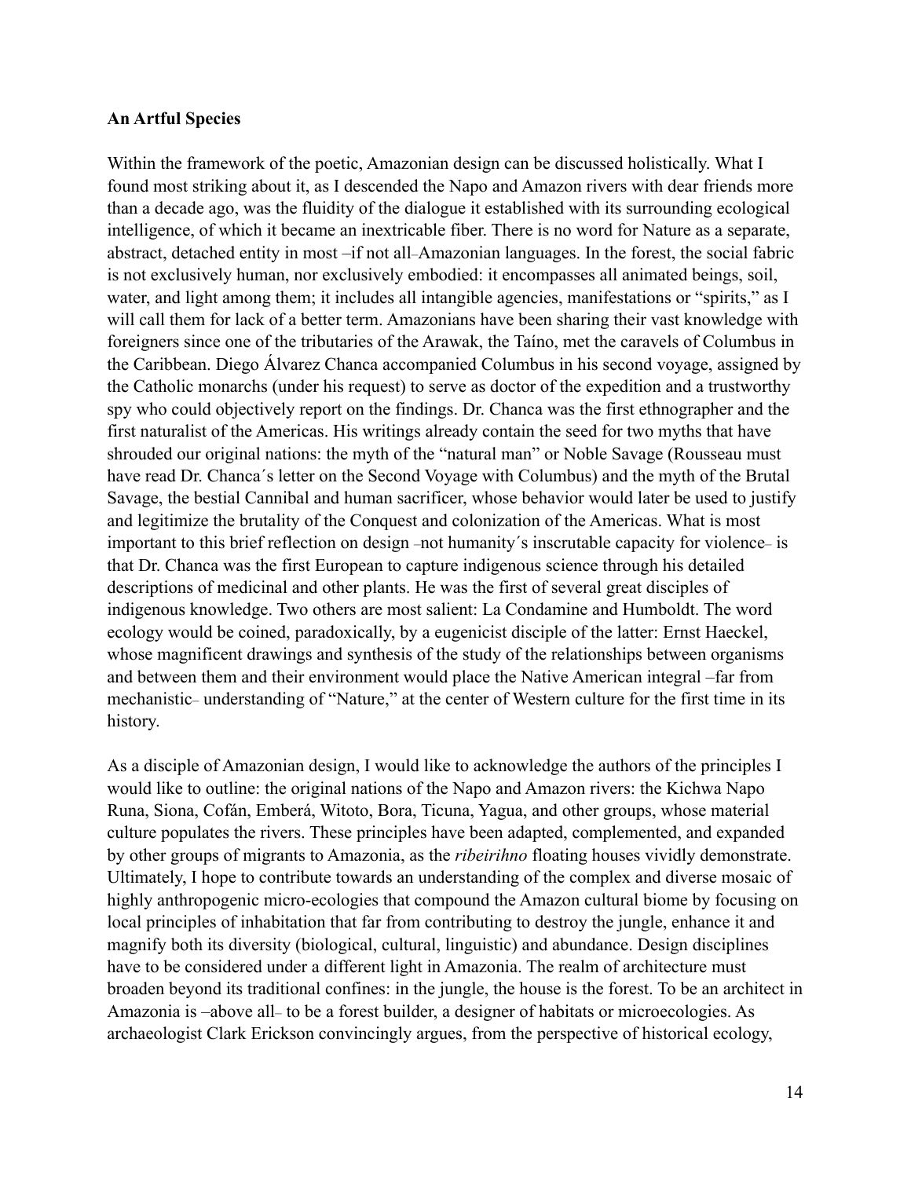**An Artful Species**

Within the framework of the poetic, Amazonian design can be discussed holistically. What I found most striking about it, as I descended the Napo and Amazon rivers with dear friends more than a decade ago, was the fluidity of the dialogue it established with its surrounding ecological intelligence, of which it became an inextricable fiber. There is no word for Nature as a separate, abstract, detached entity in most –if not all–Amazonian languages. In the forest, the social fabric is not exclusively human, nor exclusively embodied: it encompasses all animated beings, soil, water, and light among them; it includes all intangible agencies, manifestations or "spirits," as I will call them for lack of a better term. Amazonians have been sharing their vast knowledge with foreigners since one of the tributaries of the Arawak, the Taíno, met the caravels of Columbus in the Caribbean. Diego Álvarez Chanca accompanied Columbus in his second voyage, assigned by the Catholic monarchs (under his request) to serve as doctor of the expedition and a trustworthy spy who could objectively report on the findings. Dr. Chanca was the first ethnographer and the first naturalist of the Americas. His writings already contain the seed for two myths that have shrouded our original nations: the myth of the "natural man" or Noble Savage (Rousseau must have read Dr. Chanca´s letter on the Second Voyage with Columbus) and the myth of the Brutal Savage, the bestial Cannibal and human sacrificer, whose behavior would later be used to justify and legitimize the brutality of the Conquest and colonization of the Americas. What is most important to this brief reflection on design –not humanity´s inscrutable capacity for violence– is that Dr. Chanca was the first European to capture indigenous science through his detailed descriptions of medicinal and other plants. He was the first of several great disciples of indigenous knowledge. Two others are most salient: La Condamine and Humboldt. The word ecology would be coined, paradoxically, by a eugenicist disciple of the latter: Ernst Haeckel, whose magnificent drawings and synthesis of the study of the relationships between organisms and between them and their environment would place the Native American integral –far from mechanistic– understanding of "Nature," at the center of Western culture for the first time in its history.

As a disciple of Amazonian design, I would like to acknowledge the authors of the principles I would like to outline: the original nations of the Napo and Amazon rivers: the Kichwa Napo Runa, Siona, Cofán, Emberá, Witoto, Bora, Ticuna, Yagua, and other groups, whose material culture populates the rivers. These principles have been adapted, complemented, and expanded by other groups of migrants to Amazonia, as the *ribeirihno* floating houses vividly demonstrate. Ultimately, I hope to contribute towards an understanding of the complex and diverse mosaic of highly anthropogenic micro-ecologies that compound the Amazon cultural biome by focusing on local principles of inhabitation that far from contributing to destroy the jungle, enhance it and magnify both its diversity (biological, cultural, linguistic) and abundance. Design disciplines have to be considered under a different light in Amazonia. The realm of architecture must broaden beyond its traditional confines: in the jungle, the house is the forest. To be an architect in Amazonia is –above all– to be a forest builder, a designer of habitats or microecologies. As archaeologist Clark Erickson convincingly argues, from the perspective of historical ecology,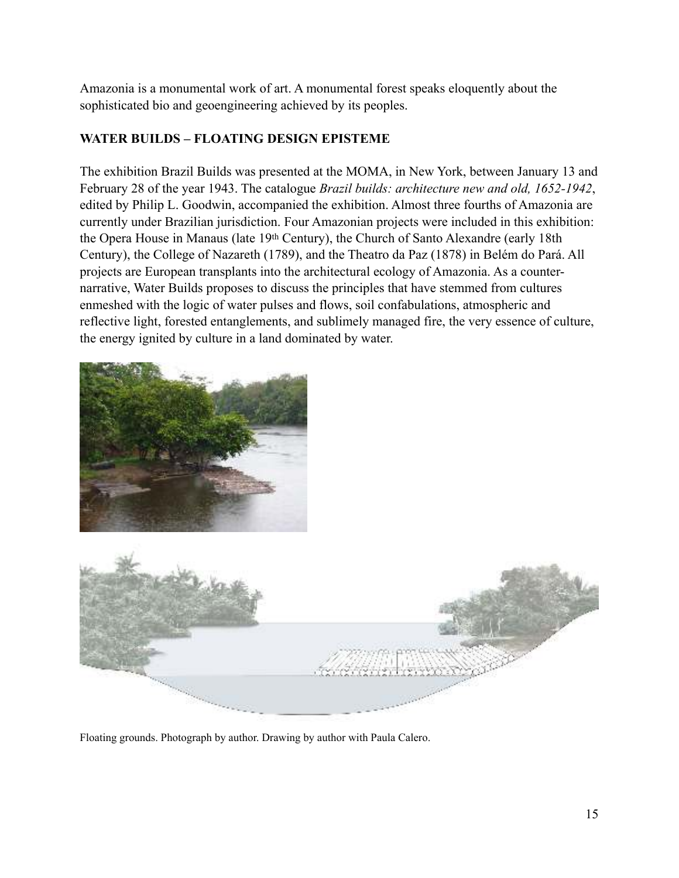Amazonia is a monumental work of art. A monumental forest speaks eloquently about the sophisticated bio and geoengineering achieved by its peoples.

**WATER BUILDS – FLOATING DESIGN EPISTEME**

The exhibition Brazil Builds was presented at the MOMA, in New York, between January 13 and February 28 of the year 1943. The catalogue *Brazil builds: architecture new and old, 1652-1942*, edited by Philip L. Goodwin, accompanied the exhibition. Almost three fourths of Amazonia are currently under Brazilian jurisdiction. Four Amazonian projects were included in this exhibition: the Opera House in Manaus (late 19th Century), the Church of Santo Alexandre (early 18th Century), the College of Nazareth (1789), and the Theatro da Paz (1878) in Belém do Pará. All projects are European transplants into the architectural ecology of Amazonia. As a counter-narrative, Water Builds proposes to discuss the principles that have stemmed from cultures enmeshed with the logic of water pulses and flows, soil confabulations, atmospheric and reflective light, forested entanglements, and sublimely managed fire, the very essence of culture, the energy ignited by culture in a land dominated by water.

Floating grounds. Photograph by author. Drawing by author with Paula Calero.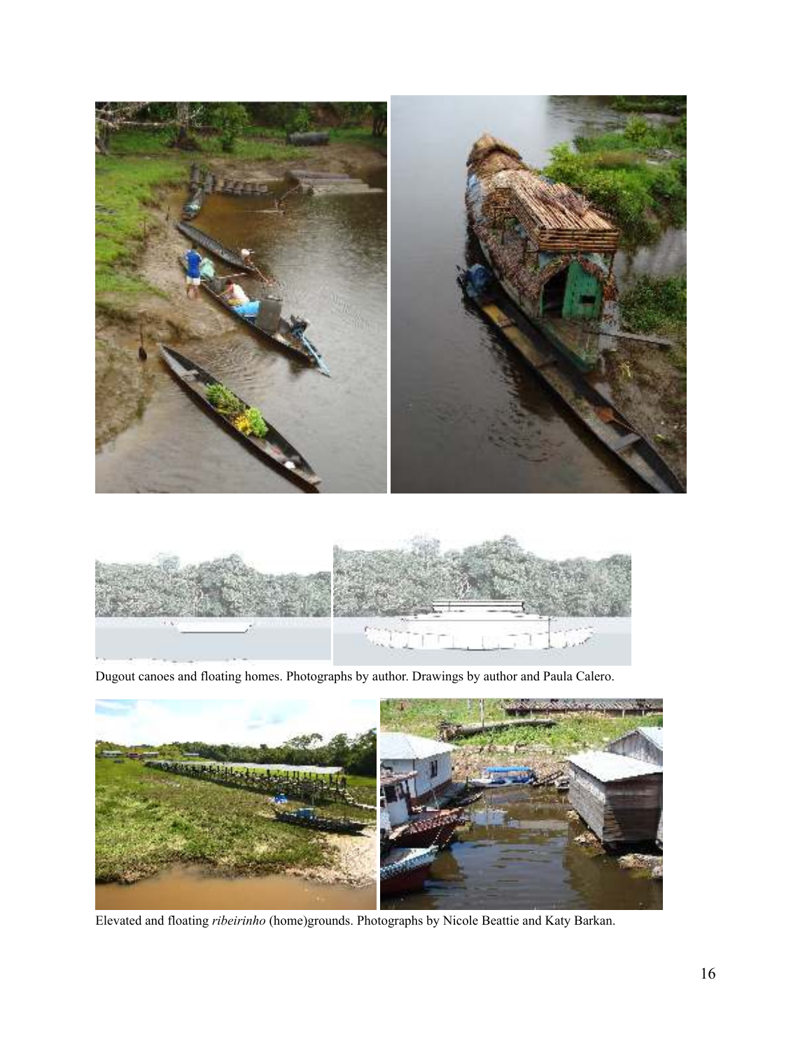Dugout canoes and floating homes. Photographs by author. Drawings by author and Paula Calero.

Elevated and floating *ribeirinho* (home)grounds. Photographs by Nicole Beattie and Katy Barkan.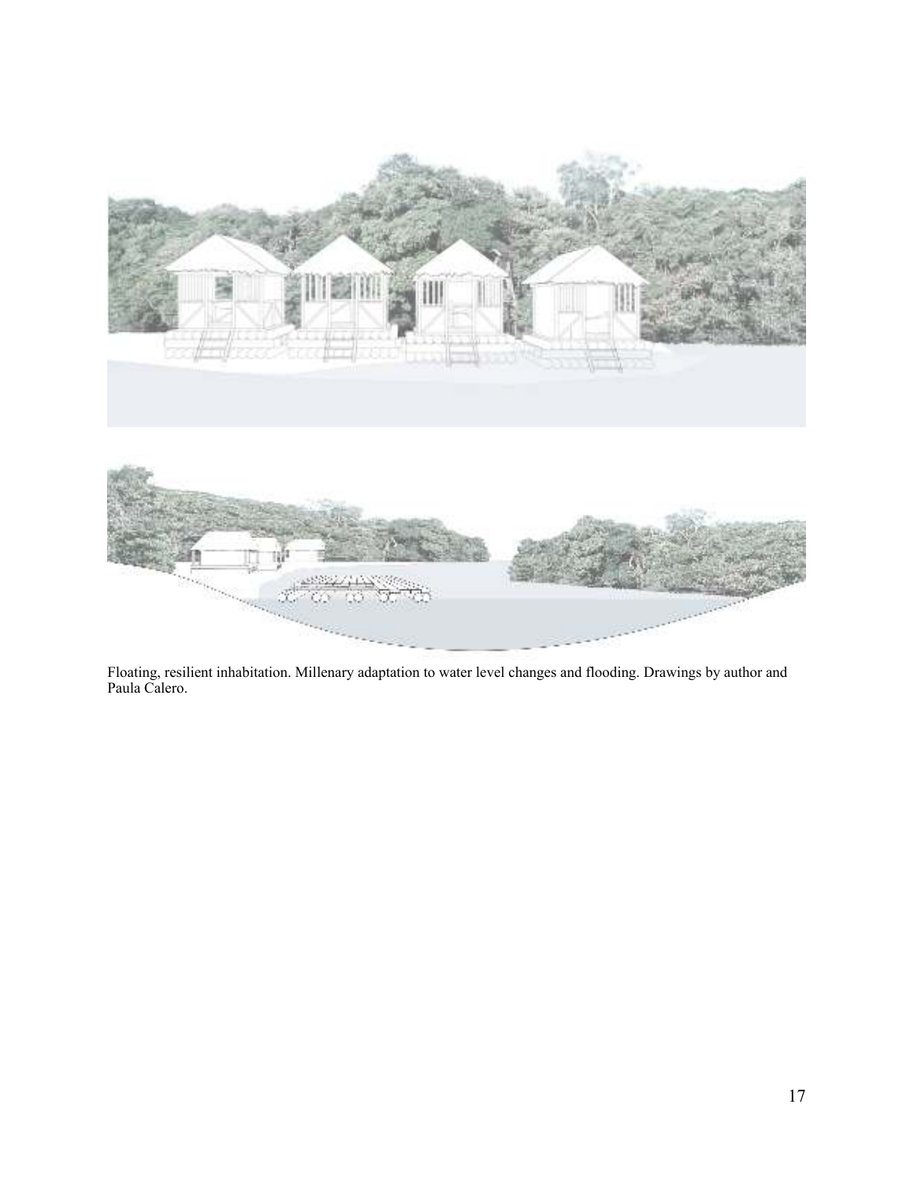Floating, resilient inhabitation. Millenary adaptation to water level changes and flooding. Drawings by author and Paula Calero.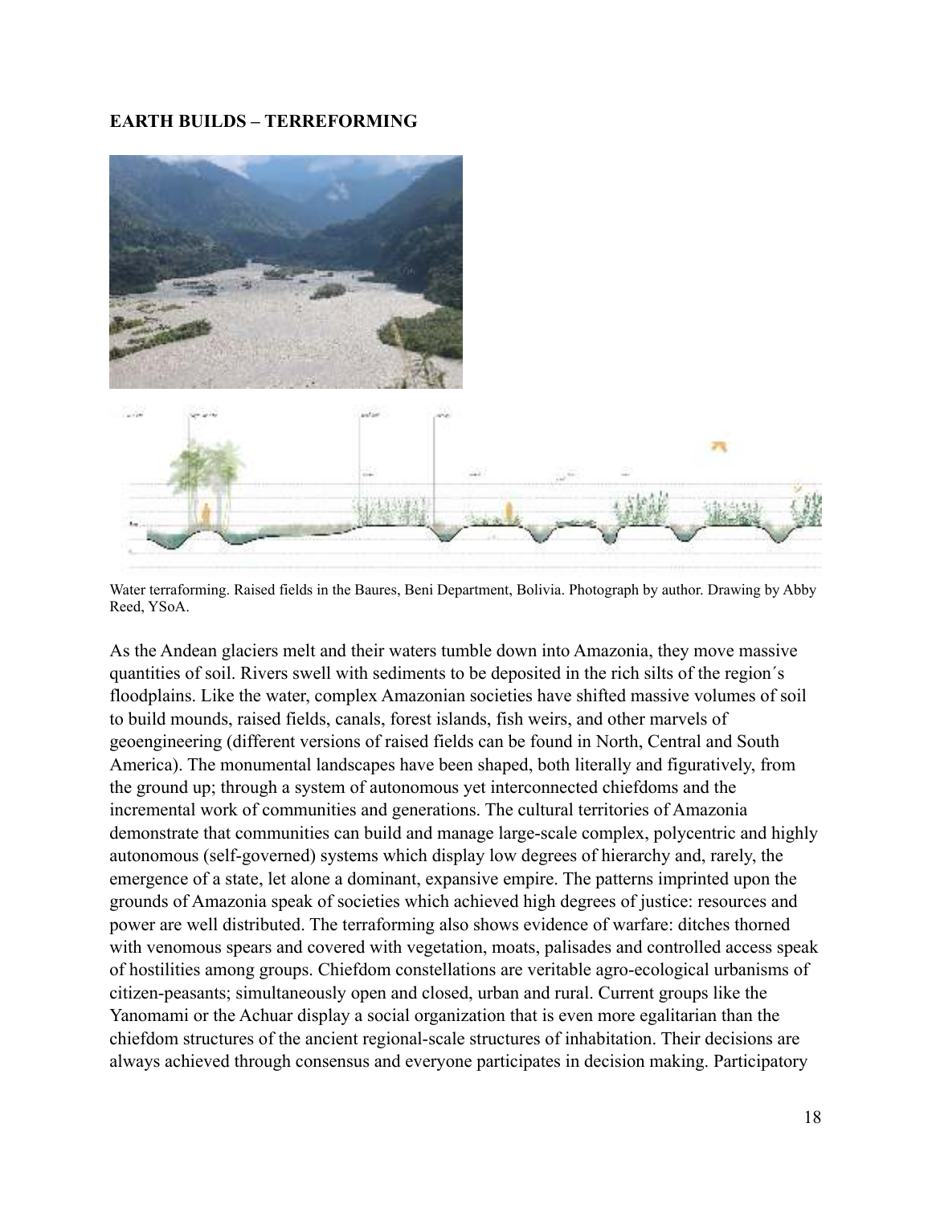**EARTH BUILDS – TERREFORMING**

Water terraforming. Raised fields in the Baures, Beni Department, Bolivia. Photograph by author. Drawing by Abby Reed, YSoA.

As the Andean glaciers melt and their waters tumble down into Amazonia, they move massive quantities of soil. Rivers swell with sediments to be deposited in the rich silts of the region´s floodplains. Like the water, complex Amazonian societies have shifted massive volumes of soil to build mounds, raised fields, canals, forest islands, fish weirs, and other marvels of geoengineering (different versions of raised fields can be found in North, Central and South America). The monumental landscapes have been shaped, both literally and figuratively, from the ground up; through a system of autonomous yet interconnected chiefdoms and the incremental work of communities and generations. The cultural territories of Amazonia demonstrate that communities can build and manage large-scale complex, polycentric and highly autonomous (self-governed) systems which display low degrees of hierarchy and, rarely, the emergence of a state, let alone a dominant, expansive empire. The patterns imprinted upon the grounds of Amazonia speak of societies which achieved high degrees of justice: resources and power are well distributed. The terraforming also shows evidence of warfare: ditches thorned with venomous spears and covered with vegetation, moats, palisades and controlled access speak of hostilities among groups. Chiefdom constellations are veritable agro-ecological urbanisms of citizen-peasants; simultaneously open and closed, urban and rural. Current groups like the Yanomami or the Achuar display a social organization that is even more egalitarian than the chiefdom structures of the ancient regional-scale structures of inhabitation. Their decisions are always achieved through consensus and everyone participates in decision making. Participatory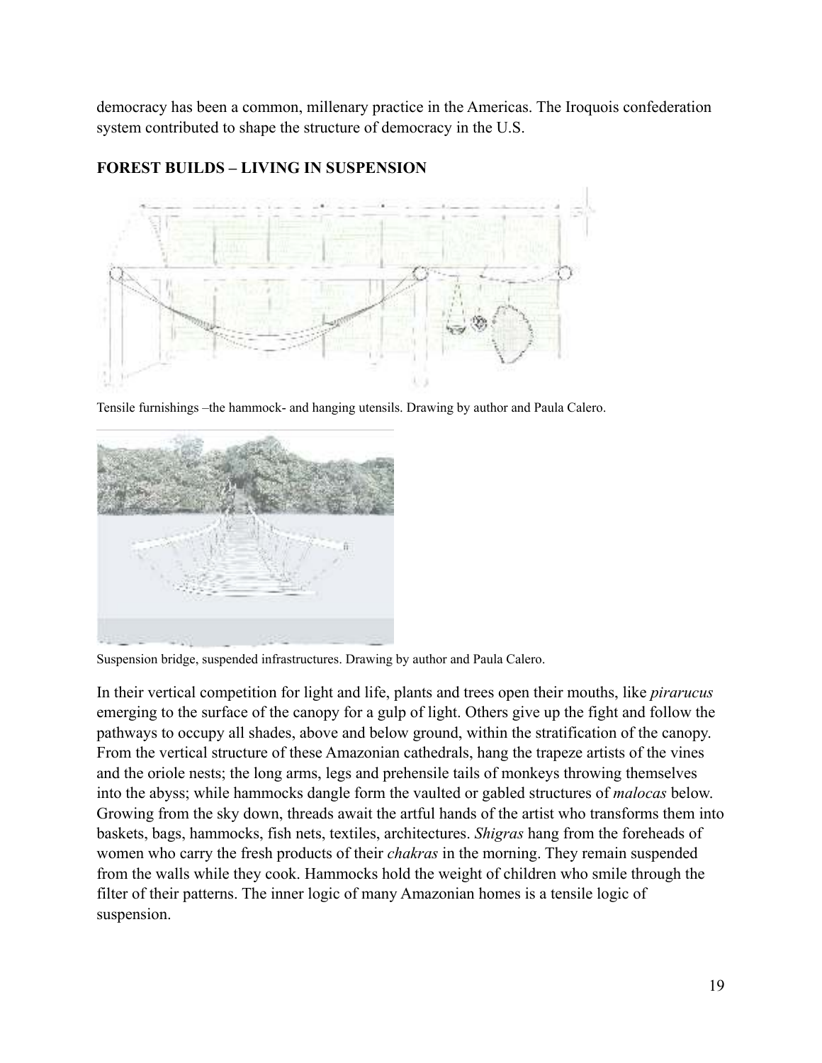democracy has been a common, millenary practice in the Americas. The Iroquois confederation system contributed to shape the structure of democracy in the U.S.

**FOREST BUILDS – LIVING IN SUSPENSION**

Tensile furnishings –the hammock- and hanging utensils. Drawing by author and Paula Calero.

Suspension bridge, suspended infrastructures. Drawing by author and Paula Calero.

In their vertical competition for light and life, plants and trees open their mouths, like *pirarucus* emerging to the surface of the canopy for a gulp of light. Others give up the fight and follow the pathways to occupy all shades, above and below ground, within the stratification of the canopy. From the vertical structure of these Amazonian cathedrals, hang the trapeze artists of the vines and the oriole nests; the long arms, legs and prehensile tails of monkeys throwing themselves into the abyss; while hammocks dangle form the vaulted or gabled structures of *malocas* below. Growing from the sky down, threads await the artful hands of the artist who transforms them into baskets, bags, hammocks, fish nets, textiles, architectures. *Shigras* hang from the foreheads of women who carry the fresh products of their *chakras* in the morning. They remain suspended from the walls while they cook. Hammocks hold the weight of children who smile through the filter of their patterns. The inner logic of many Amazonian homes is a tensile logic of suspension.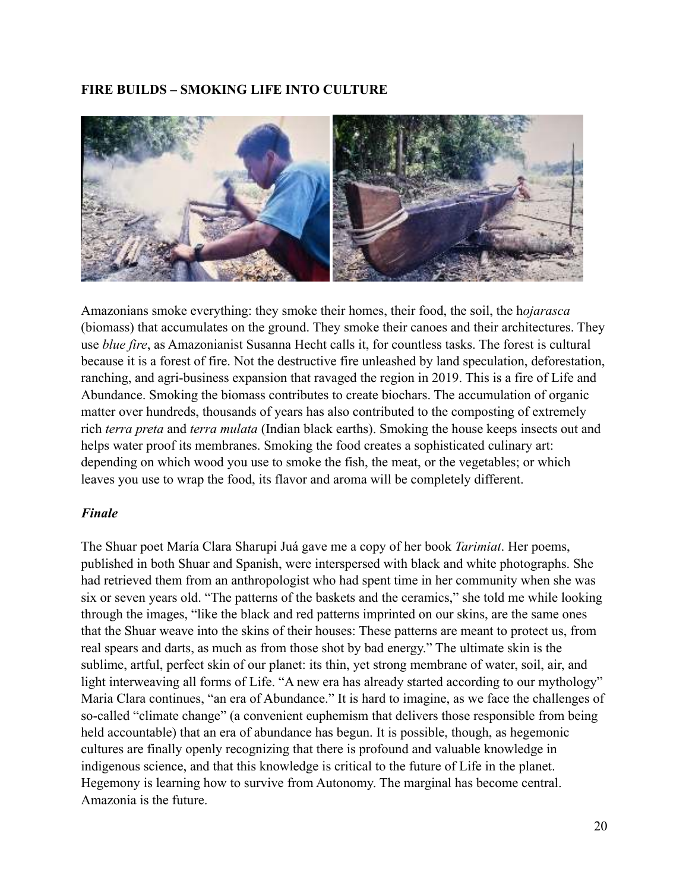**FIRE BUILDS – SMOKING LIFE INTO CULTURE**

Amazonians smoke everything: they smoke their homes, their food, the soil, the h*ojarasca* (biomass) that accumulates on the ground. They smoke their canoes and their architectures. They use *blue fire*, as Amazonianist Susanna Hecht calls it, for countless tasks. The forest is cultural because it is a forest of fire. Not the destructive fire unleashed by land speculation, deforestation, ranching, and agri-business expansion that ravaged the region in 2019. This is a fire of Life and Abundance. Smoking the biomass contributes to create biochars. The accumulation of organic matter over hundreds, thousands of years has also contributed to the composting of extremely rich *terra preta* and *terra mulata* (Indian black earths). Smoking the house keeps insects out and helps water proof its membranes. Smoking the food creates a sophisticated culinary art: depending on which wood you use to smoke the fish, the meat, or the vegetables; or which leaves you use to wrap the food, its flavor and aroma will be completely different.

***Finale***

The Shuar poet María Clara Sharupi Juá gave me a copy of her book *Tarimiat*. Her poems, published in both Shuar and Spanish, were interspersed with black and white photographs. She had retrieved them from an anthropologist who had spent time in her community when she was six or seven years old. "The patterns of the baskets and the ceramics," she told me while looking through the images, "like the black and red patterns imprinted on our skins, are the same ones that the Shuar weave into the skins of their houses: These patterns are meant to protect us, from real spears and darts, as much as from those shot by bad energy." The ultimate skin is the sublime, artful, perfect skin of our planet: its thin, yet strong membrane of water, soil, air, and light interweaving all forms of Life. "A new era has already started according to our mythology" Maria Clara continues, "an era of Abundance." It is hard to imagine, as we face the challenges of so-called "climate change" (a convenient euphemism that delivers those responsible from being held accountable) that an era of abundance has begun. It is possible, though, as hegemonic cultures are finally openly recognizing that there is profound and valuable knowledge in indigenous science, and that this knowledge is critical to the future of Life in the planet. Hegemony is learning how to survive from Autonomy. The marginal has become central. Amazonia is the future.